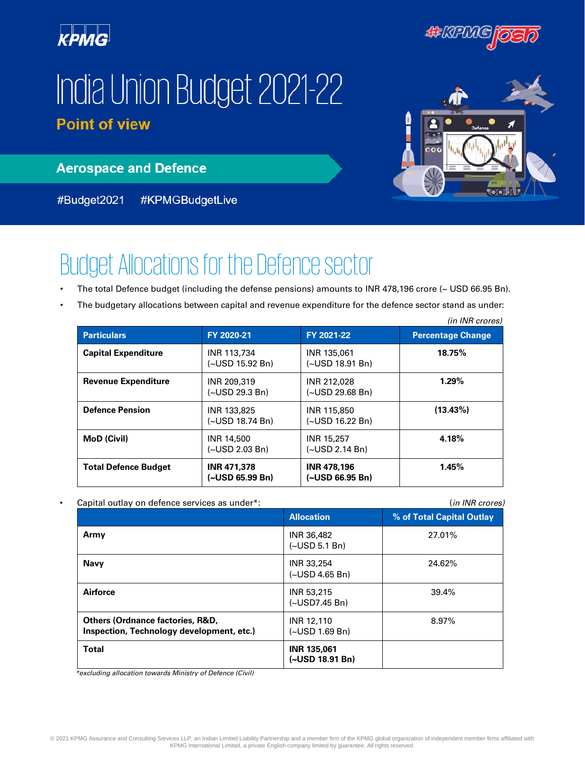# India Union Budget 2021-22

**Point of view**

## Aerospace and Defence

#Budget2021 #KPMGBudgetLive

## Budget Allocations for the Defence sector

- The total Defence budget (including the defense pensions) amounts to INR 478,196 crore (~ USD 66.95 Bn).
- The budgetary allocations between capital and revenue expenditure for the defence sector stand as under:

*(in INR crores)*

| Particulars | FY 2020-21 | FY 2021-22 | Percentage Change |
|---|---|---|---|
| **Capital Expenditure** | INR 113,734 (~USD 15.92 Bn) | INR 135,061 (~USD 18.91 Bn) | **18.75%** |
| **Revenue Expenditure** | INR 209,319 (~USD 29.3 Bn) | INR 212,028 (~USD 29.68 Bn) | **1.29%** |
| **Defence Pension** | INR 133,825 (~USD 18.74 Bn) | INR 115,850 (~USD 16.22 Bn) | **(13.43%)** |
| **MoD (Civil)** | INR 14,500 (~USD 2.03 Bn) | INR 15,257 (~USD 2.14 Bn) | **4.18%** |
| **Total Defence Budget** | **INR 471,378 (~USD 65.99 Bn)** | **INR 478,196 (~USD 66.95 Bn)** | **1.45%** |

- Capital outlay on defence services as under*:

*(in INR crores)*

| | Allocation | % of Total Capital Outlay |
|---|---|---|
| **Army** | INR 36,482 (~USD 5.1 Bn) | 27.01% |
| **Navy** | INR 33,254 (~USD 4.65 Bn) | 24.62% |
| **Airforce** | INR 53,215 (~USD7.45 Bn) | 39.4% |
| **Others (Ordnance factories, R&D, Inspection, Technology development, etc.)** | INR 12,110 (~USD 1.69 Bn) | 8.97% |
| **Total** | **INR 135,061 (~USD 18.91 Bn)** | |

*excluding allocation towards Ministry of Defence (Civil)

© 2021 KPMG Assurance and Consulting Services LLP, an Indian Limited Liability Partnership and a member firm of the KPMG global organization of independent member firms affiliated with KPMG International Limited, a private English company limited by guarantee. All rights reserved.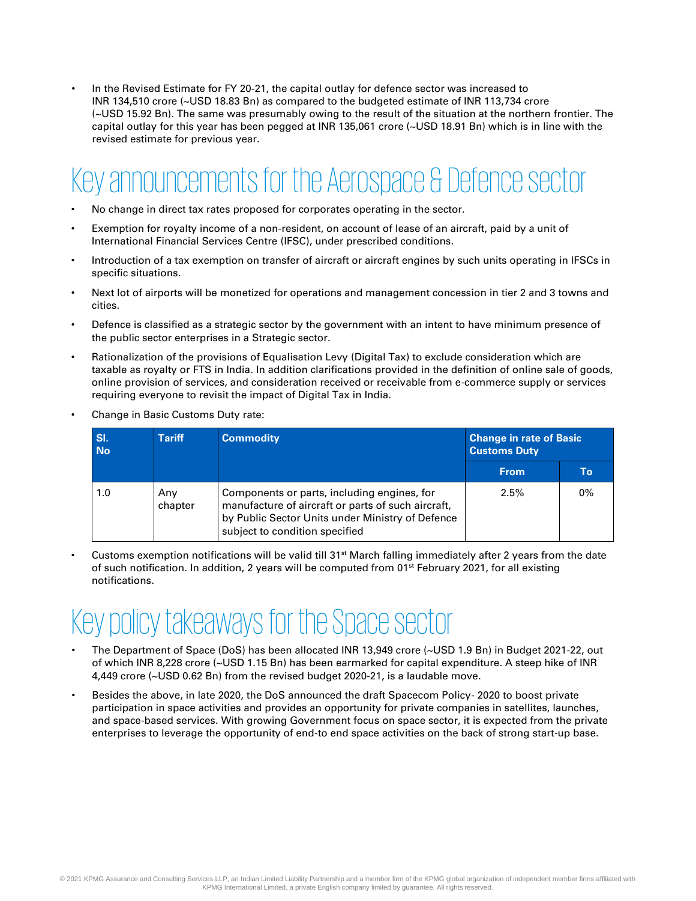- In the Revised Estimate for FY 20-21, the capital outlay for defence sector was increased to INR 134,510 crore (~USD 18.83 Bn) as compared to the budgeted estimate of INR 113,734 crore (~USD 15.92 Bn). The same was presumably owing to the result of the situation at the northern frontier. The capital outlay for this year has been pegged at INR 135,061 crore (~USD 18.91 Bn) which is in line with the revised estimate for previous year.

# Key announcements for the Aerospace & Defence sector

- No change in direct tax rates proposed for corporates operating in the sector.
- Exemption for royalty income of a non-resident, on account of lease of an aircraft, paid by a unit of International Financial Services Centre (IFSC), under prescribed conditions.
- Introduction of a tax exemption on transfer of aircraft or aircraft engines by such units operating in IFSCs in specific situations.
- Next lot of airports will be monetized for operations and management concession in tier 2 and 3 towns and cities.
- Defence is classified as a strategic sector by the government with an intent to have minimum presence of the public sector enterprises in a Strategic sector.
- Rationalization of the provisions of Equalisation Levy (Digital Tax) to exclude consideration which are taxable as royalty or FTS in India. In addition clarifications provided in the definition of online sale of goods, online provision of services, and consideration received or receivable from e-commerce supply or services requiring everyone to revisit the impact of Digital Tax in India.
- Change in Basic Customs Duty rate:

| Sl. No | Tariff | Commodity | Change in rate of Basic Customs Duty | |
|---|---|---|---|---|
| | | | From | To |
| 1.0 | Any chapter | Components or parts, including engines, for manufacture of aircraft or parts of such aircraft, by Public Sector Units under Ministry of Defence subject to condition specified | 2.5% | 0% |

- Customs exemption notifications will be valid till 31st March falling immediately after 2 years from the date of such notification. In addition, 2 years will be computed from 01st February 2021, for all existing notifications.

# Key policy takeaways for the Space sector

- The Department of Space (DoS) has been allocated INR 13,949 crore (~USD 1.9 Bn) in Budget 2021-22, out of which INR 8,228 crore (~USD 1.15 Bn) has been earmarked for capital expenditure. A steep hike of INR 4,449 crore (~USD 0.62 Bn) from the revised budget 2020-21, is a laudable move.
- Besides the above, in late 2020, the DoS announced the draft Spacecom Policy- 2020 to boost private participation in space activities and provides an opportunity for private companies in satellites, launches, and space-based services. With growing Government focus on space sector, it is expected from the private enterprises to leverage the opportunity of end-to end space activities on the back of strong start-up base.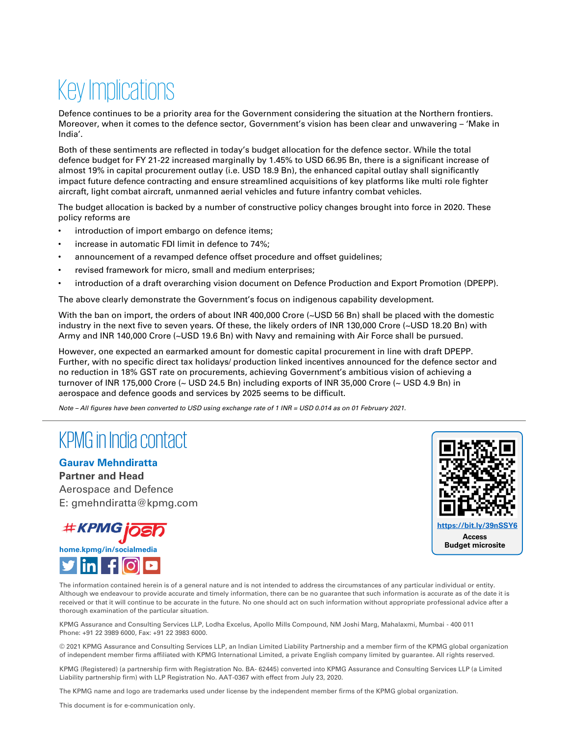# Key Implications

Defence continues to be a priority area for the Government considering the situation at the Northern frontiers. Moreover, when it comes to the defence sector, Government's vision has been clear and unwavering – 'Make in India'.

Both of these sentiments are reflected in today's budget allocation for the defence sector. While the total defence budget for FY 21-22 increased marginally by 1.45% to USD 66.95 Bn, there is a significant increase of almost 19% in capital procurement outlay (i.e. USD 18.9 Bn), the enhanced capital outlay shall significantly impact future defence contracting and ensure streamlined acquisitions of key platforms like multi role fighter aircraft, light combat aircraft, unmanned aerial vehicles and future infantry combat vehicles.

The budget allocation is backed by a number of constructive policy changes brought into force in 2020. These policy reforms are

- introduction of import embargo on defence items;
- increase in automatic FDI limit in defence to 74%;
- announcement of a revamped defence offset procedure and offset guidelines;
- revised framework for micro, small and medium enterprises;
- introduction of a draft overarching vision document on Defence Production and Export Promotion (DPEPP).

The above clearly demonstrate the Government's focus on indigenous capability development.

With the ban on import, the orders of about INR 400,000 Crore (~USD 56 Bn) shall be placed with the domestic industry in the next five to seven years. Of these, the likely orders of INR 130,000 Crore (~USD 18.20 Bn) with Army and INR 140,000 Crore (~USD 19.6 Bn) with Navy and remaining with Air Force shall be pursued.

However, one expected an earmarked amount for domestic capital procurement in line with draft DPEPP. Further, with no specific direct tax holidays/ production linked incentives announced for the defence sector and no reduction in 18% GST rate on procurements, achieving Government's ambitious vision of achieving a turnover of INR 175,000 Crore (~ USD 24.5 Bn) including exports of INR 35,000 Crore (~ USD 4.9 Bn) in aerospace and defence goods and services by 2025 seems to be difficult.

*Note – All figures have been converted to USD using exchange rate of 1 INR = USD 0.014 as on 01 February 2021.*

# KPMG in India contact

**Gaurav Mehndiratta**
**Partner and Head**
Aerospace and Defence
E: gmehndiratta@kpmg.com

#KPMG josh

home.kpmg/in/socialmedia

https://bit.ly/39nSSY6
**Access Budget microsite**

The information contained herein is of a general nature and is not intended to address the circumstances of any particular individual or entity. Although we endeavour to provide accurate and timely information, there can be no guarantee that such information is accurate as of the date it is received or that it will continue to be accurate in the future. No one should act on such information without appropriate professional advice after a thorough examination of the particular situation.

KPMG Assurance and Consulting Services LLP, Lodha Excelus, Apollo Mills Compound, NM Joshi Marg, Mahalaxmi, Mumbai - 400 011 Phone: +91 22 3989 6000, Fax: +91 22 3983 6000.

© 2021 KPMG Assurance and Consulting Services LLP, an Indian Limited Liability Partnership and a member firm of the KPMG global organization of independent member firms affiliated with KPMG International Limited, a private English company limited by guarantee. All rights reserved.

KPMG (Registered) (a partnership firm with Registration No. BA- 62445) converted into KPMG Assurance and Consulting Services LLP (a Limited Liability partnership firm) with LLP Registration No. AAT-0367 with effect from July 23, 2020.

The KPMG name and logo are trademarks used under license by the independent member firms of the KPMG global organization.

This document is for e-communication only.